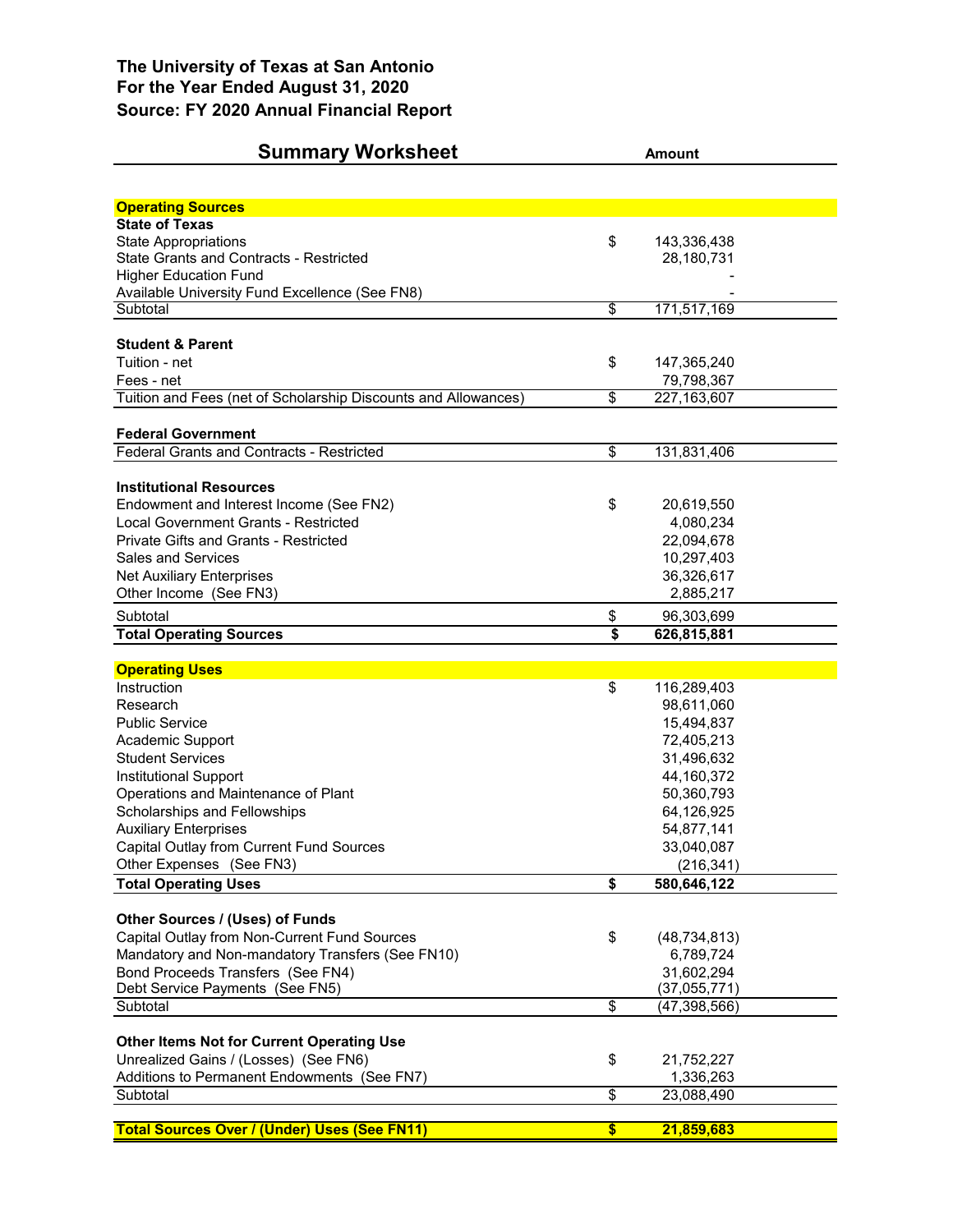**The University of Texas at San Antonio**
**For the Year Ended August 31, 2020**
**Source: FY 2020 Annual Financial Report**

## Summary Worksheet

| | | Amount |
|---|---|---|
| **Operating Sources** | | |
| **State of Texas** | | |
| State Appropriations | $ | 143,336,438 |
| State Grants and Contracts - Restricted | | 28,180,731 |
| Higher Education Fund | | - |
| Available University Fund Excellence (See FN8) | | - |
| Subtotal | $ | 171,517,169 |
| | | |
| **Student & Parent** | | |
| Tuition - net | $ | 147,365,240 |
| Fees - net | | 79,798,367 |
| Tuition and Fees (net of Scholarship Discounts and Allowances) | $ | 227,163,607 |
| | | |
| **Federal Government** | | |
| Federal Grants and Contracts - Restricted | $ | 131,831,406 |
| | | |
| **Institutional Resources** | | |
| Endowment and Interest Income (See FN2) | $ | 20,619,550 |
| Local Government Grants - Restricted | | 4,080,234 |
| Private Gifts and Grants - Restricted | | 22,094,678 |
| Sales and Services | | 10,297,403 |
| Net Auxiliary Enterprises | | 36,326,617 |
| Other Income (See FN3) | | 2,885,217 |
| Subtotal | $ | 96,303,699 |
| **Total Operating Sources** | **$** | **626,815,881** |
| | | |
| **Operating Uses** | | |
| Instruction | $ | 116,289,403 |
| Research | | 98,611,060 |
| Public Service | | 15,494,837 |
| Academic Support | | 72,405,213 |
| Student Services | | 31,496,632 |
| Institutional Support | | 44,160,372 |
| Operations and Maintenance of Plant | | 50,360,793 |
| Scholarships and Fellowships | | 64,126,925 |
| Auxiliary Enterprises | | 54,877,141 |
| Capital Outlay from Current Fund Sources | | 33,040,087 |
| Other Expenses (See FN3) | | (216,341) |
| **Total Operating Uses** | **$** | **580,646,122** |
| | | |
| **Other Sources / (Uses) of Funds** | | |
| Capital Outlay from Non-Current Fund Sources | $ | (48,734,813) |
| Mandatory and Non-mandatory Transfers (See FN10) | | 6,789,724 |
| Bond Proceeds Transfers (See FN4) | | 31,602,294 |
| Debt Service Payments (See FN5) | | (37,055,771) |
| Subtotal | $ | (47,398,566) |
| | | |
| **Other Items Not for Current Operating Use** | | |
| Unrealized Gains / (Losses) (See FN6) | $ | 21,752,227 |
| Additions to Permanent Endowments (See FN7) | | 1,336,263 |
| Subtotal | $ | 23,088,490 |
| | | |
| **Total Sources Over / (Under) Uses (See FN11)** | **$** | **21,859,683** |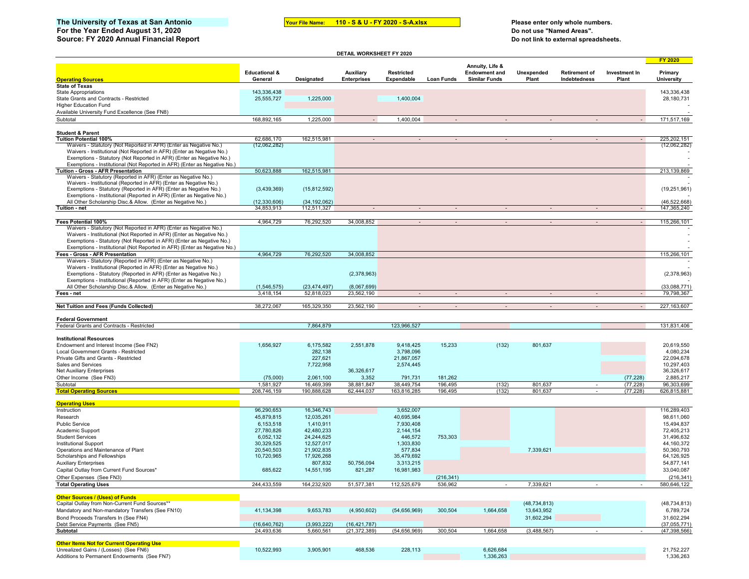**The University of Texas at San Antonio**
**For the Year Ended August 31, 2020**
**Source: FY 2020 Annual Financial Report**

**Your File Name: 110 - S & U - FY 2020 - S-A.xlsx**

**Please enter only whole numbers.**
**Do not use "Named Areas".**
**Do not link to external spreadsheets.**

**DETAIL WORKSHEET FY 2020**

| Operating Sources | Educational & General | Designated | Auxiliary Enterprises | Restricted Expendable | Loan Funds | Annuity, Life & Endowment and Similar Funds | Unexpended Plant | Retirement of Indebtedness | Investment In Plant | FY 2020 Primary University |
|---|---|---|---|---|---|---|---|---|---|---|
| **State of Texas** | | | | | | | | | | |
| State Appropriations | 143,336,438 | | | | | | | | | 143,336,438 |
| State Grants and Contracts - Restricted | 25,555,727 | 1,225,000 | | 1,400,004 | | | | | | 28,180,731 |
| Higher Education Fund | | | | | | | | | | - |
| Available University Fund Excellence (See FN8) | | | | | | | | | | - |
| Subtotal | 168,892,165 | 1,225,000 | - | 1,400,004 | - | - | - | - | - | 171,517,169 |
| **Student & Parent** | | | | | | | | | | |
| **Tuition Potential 100%** | 62,686,170 | 162,515,981 | - | - | - | - | - | - | - | 225,202,151 |
| Waivers - Statutory (Not Reported in AFR) (Enter as Negative No.) | (12,062,282) | | | | | | | | | (12,062,282) |
| Waivers - Institutional (Not Reported in AFR) (Enter as Negative No.) | | | | | | | | | | - |
| Exemptions - Statutory (Not Reported in AFR) (Enter as Negative No.) | | | | | | | | | | - |
| Exemptions - Institutional (Not Reported in AFR) (Enter as Negative No.) | | | | | | | | | | - |
| **Tuition - Gross - AFR Presentation** | 50,623,888 | 162,515,981 | | | | | | | | 213,139,869 |
| Waivers - Statutory (Reported in AFR) (Enter as Negative No.) | | | | | | | | | | - |
| Waivers - Institutional (Reported in AFR) (Enter as Negative No.) | | | | | | | | | | - |
| Exemptions - Statutory (Reported in AFR) (Enter as Negative No.) | (3,439,369) | (15,812,592) | | | | | | | | (19,251,961) |
| Exemptions - Institutional (Reported in AFR) (Enter as Negative No.) | | | | | | | | | | - |
| All Other Scholarship Disc.& Allow. (Enter as Negative No.) | (12,330,606) | (34,192,062) | | | | | | | | (46,522,668) |
| **Tuition - net** | 34,853,913 | 112,511,327 | - | - | - | - | - | - | - | 147,365,240 |
| **Fees Potential 100%** | 4,964,729 | 76,292,520 | 34,008,852 | - | - | - | - | - | - | 115,266,101 |
| Waivers - Statutory (Not Reported in AFR) (Enter as Negative No.) | | | | | | | | | | - |
| Waivers - Institutional (Not Reported in AFR) (Enter as Negative No.) | | | | | | | | | | - |
| Exemptions - Statutory (Not Reported in AFR) (Enter as Negative No.) | | | | | | | | | | - |
| Exemptions - Institutional (Not Reported in AFR) (Enter as Negative No.) | | | | | | | | | | - |
| **Fees - Gross - AFR Presentation** | 4,964,729 | 76,292,520 | 34,008,852 | | | | | | | 115,266,101 |
| Waivers - Statutory (Reported in AFR) (Enter as Negative No.) | | | | | | | | | | - |
| Waivers - Institutional (Reported in AFR) (Enter as Negative No.) | | | | | | | | | | - |
| Exemptions - Statutory (Reported in AFR) (Enter as Negative No.) | | | (2,378,963) | | | | | | | (2,378,963) |
| Exemptions - Institutional (Reported in AFR) (Enter as Negative No.) | | | | | | | | | | - |
| All Other Scholarship Disc.& Allow. (Enter as Negative No.) | (1,546,575) | (23,474,497) | (8,067,699) | | | | | | | (33,088,771) |
| **Fees - net** | 3,418,154 | 52,818,023 | 23,562,190 | - | - | - | - | - | - | 79,798,367 |
| **Net Tuition and Fees (Funds Collected)** | 38,272,067 | 165,329,350 | 23,562,190 | - | - | - | - | - | - | 227,163,607 |
| **Federal Government** | | | | | | | | | | |
| Federal Grants and Contracts - Restricted | | 7,864,879 | | 123,966,527 | | | | | | 131,831,406 |
| **Institutional Resources** | | | | | | | | | | |
| Endowment and Interest Income (See FN2) | 1,656,927 | 6,175,582 | 2,551,878 | 9,418,425 | 15,233 | (132) | 801,637 | | | 20,619,550 |
| Local Government Grants - Restricted | | 282,138 | | 3,798,096 | | | | | | 4,080,234 |
| Private Gifts and Grants - Restricted | | 227,621 | | 21,867,057 | | | | | | 22,094,678 |
| Sales and Services | | 7,722,958 | | 2,574,445 | | | | | | 10,297,403 |
| Net Auxiliary Enterprises | | | 36,326,617 | | | | | | | 36,326,617 |
| Other Income (See FN3) | (75,000) | 2,061,100 | 3,352 | 791,731 | 181,262 | | | | (77,228) | 2,885,217 |
| Subtotal | 1,581,927 | 16,469,399 | 38,881,847 | 38,449,754 | 196,495 | (132) | 801,637 | - | (77,228) | 96,303,699 |
| **Total Operating Sources** | 208,746,159 | 190,888,628 | 62,444,037 | 163,816,285 | 196,495 | (132) | 801,637 | - | (77,228) | 626,815,881 |
| **Operating Uses** | | | | | | | | | | |
| Instruction | 96,290,653 | 16,346,743 | | 3,652,007 | | | | | | 116,289,403 |
| Research | 45,879,815 | 12,035,261 | | 40,695,984 | | | | | | 98,611,060 |
| Public Service | 6,153,518 | 1,410,911 | | 7,930,408 | | | | | | 15,494,837 |
| Academic Support | 27,780,826 | 42,480,233 | | 2,144,154 | | | | | | 72,405,213 |
| Student Services | 6,052,132 | 24,244,625 | | 446,572 | 753,303 | | | | | 31,496,632 |
| Institutional Support | 30,329,525 | 12,527,017 | | 1,303,830 | | | | | | 44,160,372 |
| Operations and Maintenance of Plant | 20,540,503 | 21,902,835 | | 577,834 | | | 7,339,621 | | | 50,360,793 |
| Scholarships and Fellowships | 10,720,965 | 17,926,268 | | 35,479,692 | | | | | | 64,126,925 |
| Auxiliary Enterprises | | 807,832 | 50,756,094 | 3,313,215 | | | | | | 54,877,141 |
| Capital Outlay from Current Fund Sources* | 685,622 | 14,551,195 | 821,287 | 16,981,983 | | | | | | 33,040,087 |
| Other Expenses (See FN3) | | | | | (216,341) | | | | | (216,341) |
| **Total Operating Uses** | 244,433,559 | 164,232,920 | 51,577,381 | 112,525,679 | 536,962 | - | 7,339,621 | - | - | 580,646,122 |
| **Other Sources / (Uses) of Funds** | | | | | | | | | | |
| Capital Outlay from Non-Current Fund Sources** | | | | | | | (48,734,813) | | | (48,734,813) |
| Mandatory and Non-mandatory Transfers (See FN10) | 41,134,398 | 9,653,783 | (4,950,602) | (54,656,969) | 300,504 | 1,664,658 | 13,643,952 | | | 6,789,724 |
| Bond Proceeds Transfers In (See FN4) | | | | | | | 31,602,294 | | | 31,602,294 |
| Debt Service Payments (See FN5) | (16,640,762) | (3,993,222) | (16,421,787) | | | | | | | (37,055,771) |
| **Subtotal** | 24,493,636 | 5,660,561 | (21,372,389) | (54,656,969) | 300,504 | 1,664,658 | (3,488,567) | - | - | (47,398,566) |
| **Other Items Not for Current Operating Use** | | | | | | | | | | |
| Unrealized Gains / (Losses) (See FN6) | 10,522,993 | 3,905,901 | 468,536 | 228,113 | | 6,626,684 | | | | 21,752,227 |
| Additions to Permanent Endowments (See FN7) | | | | | | 1,336,263 | | | | 1,336,263 |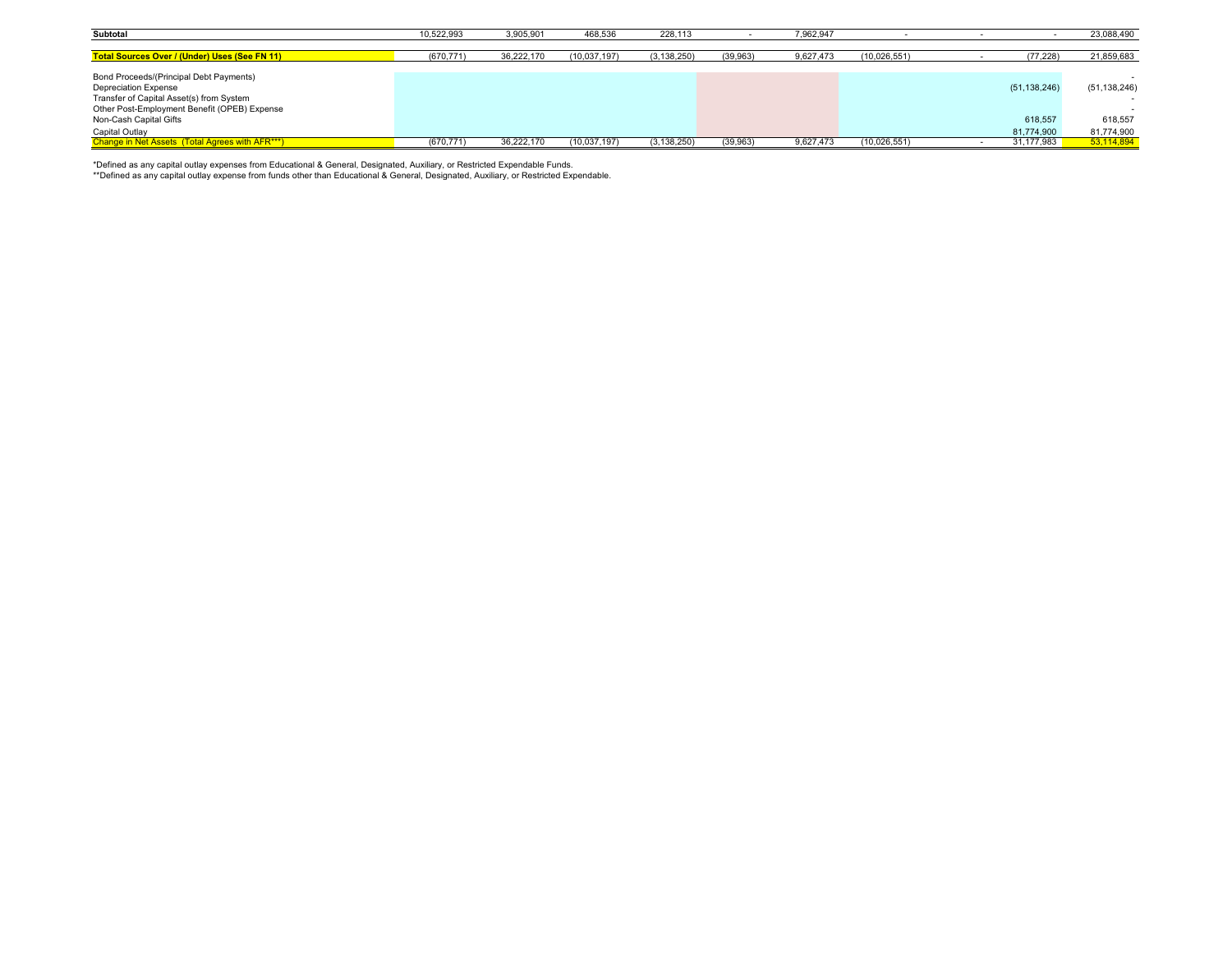| | | | | | | | | | | |
|---|---|---|---|---|---|---|---|---|---|---|
| **Subtotal** | 10,522,993 | 3,905,901 | 468,536 | 228,113 | - | 7,962,947 | - | - | - | 23,088,490 |
| | | | | | | | | | | |
| **Total Sources Over / (Under) Uses (See FN 11)** | (670,771) | 36,222,170 | (10,037,197) | (3,138,250) | (39,963) | 9,627,473 | (10,026,551) | - | (77,228) | 21,859,683 |
| | | | | | | | | | | |
| Bond Proceeds/(Principal Debt Payments) | | | | | | | | | | - |
| Depreciation Expense | | | | | | | | | (51,138,246) | (51,138,246) |
| Transfer of Capital Asset(s) from System | | | | | | | | | | - |
| Other Post-Employment Benefit (OPEB) Expense | | | | | | | | | | - |
| Non-Cash Capital Gifts | | | | | | | | | 618,557 | 618,557 |
| Capital Outlay | | | | | | | | | 81,774,900 | 81,774,900 |
| Change in Net Assets (Total Agrees with AFR***) | (670,771) | 36,222,170 | (10,037,197) | (3,138,250) | (39,963) | 9,627,473 | (10,026,551) | - | 31,177,983 | 53,114,894 |

*Defined as any capital outlay expenses from Educational & General, Designated, Auxiliary, or Restricted Expendable Funds.
**Defined as any capital outlay expense from funds other than Educational & General, Designated, Auxiliary, or Restricted Expendable.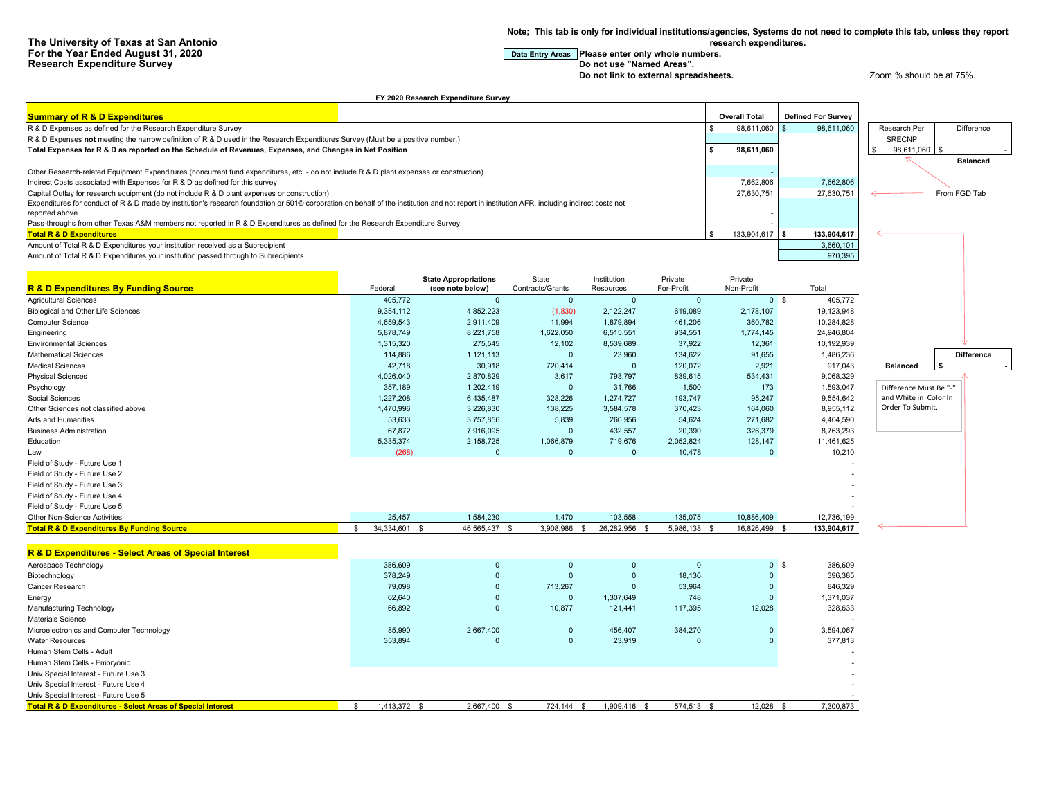**The University of Texas at San Antonio**
**For the Year Ended August 31, 2020**
**Research Expenditure Survey**

**Note; This tab is only for individual institutions/agencies, Systems do not need to complete this tab, unless they report research expenditures.**

Data Entry Areas **Please enter only whole numbers.**
**Do not use "Named Areas".**
**Do not link to external spreadsheets.**

Zoom % should be at 75%.

**FY 2020 Research Expenditure Survey**

| **Summary of R & D Expenditures** | **Overall Total** | **Defined For Survey** |
|---|---|---|
| R & D Expenses as defined for the Research Expenditure Survey | $ 98,611,060 | $ 98,611,060 |
| R & D Expenses **not** meeting the narrow definition of R & D used in the Research Expenditures Survey (Must be a positive number.) | | |
| **Total Expenses for R & D as reported on the Schedule of Revenues, Expenses, and Changes in Net Position** | **$ 98,611,060** | |
| | | |
| Other Research-related Equipment Expenditures (noncurrent fund expenditures, etc. - do not include R & D plant expenses or construction) | - | |
| Indirect Costs associated with Expenses for R & D as defined for this survey | 7,662,806 | 7,662,806 |
| Capital Outlay for research equipment (do not include R & D plant expenses or construction) | 27,630,751 | 27,630,751 |
| Expenditures for conduct of R & D made by institution's research foundation or 501© corporation on behalf of the institution and not report in institution AFR, including indirect costs not reported above | - | |
| Pass-throughs from other Texas A&M members not reported in R & D Expenditures as defined for the Research Expenditure Survey | - | |
| **Total R & D Expenditures** | $ 133,904,617 | **$ 133,904,617** |
| Amount of Total R & D Expenditures your institution received as a Subrecipient | | 3,660,101 |
| Amount of Total R & D Expenditures your institution passed through to Subrecipients | | 970,395 |

| Research Per SRECNP | Difference |
|---|---|
| $ 98,611,060 | $ - |
| | **Balanced** |

From FGD Tab

| **R & D Expenditures By Funding Source** | Federal | **State Appropriations (see note below)** | State Contracts/Grants | Institution Resources | Private For-Profit | Private Non-Profit | Total |
|---|---|---|---|---|---|---|---|
| Agricultural Sciences | 405,772 | 0 | 0 | 0 | 0 | 0 | $ 405,772 |
| Biological and Other Life Sciences | 9,354,112 | 4,852,223 | (1,830) | 2,122,247 | 619,089 | 2,178,107 | 19,123,948 |
| Computer Science | 4,659,543 | 2,911,409 | 11,994 | 1,879,894 | 461,206 | 360,782 | 10,284,828 |
| Engineering | 5,878,749 | 8,221,758 | 1,622,050 | 6,515,551 | 934,551 | 1,774,145 | 24,946,804 |
| Environmental Sciences | 1,315,320 | 275,545 | 12,102 | 8,539,689 | 37,922 | 12,361 | 10,192,939 |
| Mathematical Sciences | 114,886 | 1,121,113 | 0 | 23,960 | 134,622 | 91,655 | 1,486,236 |
| Medical Sciences | 42,718 | 30,918 | 720,414 | 0 | 120,072 | 2,921 | 917,043 |
| Physical Sciences | 4,026,040 | 2,870,829 | 3,617 | 793,797 | 839,615 | 534,431 | 9,068,329 |
| Psychology | 357,189 | 1,202,419 | 0 | 31,766 | 1,500 | 173 | 1,593,047 |
| Social Sciences | 1,227,208 | 6,435,487 | 328,226 | 1,274,727 | 193,747 | 95,247 | 9,554,642 |
| Other Sciences not classified above | 1,470,996 | 3,226,830 | 138,225 | 3,584,578 | 370,423 | 164,060 | 8,955,112 |
| Arts and Humanities | 53,633 | 3,757,856 | 5,839 | 260,956 | 54,624 | 271,682 | 4,404,590 |
| Business Administration | 67,872 | 7,916,095 | 0 | 432,557 | 20,390 | 326,379 | 8,763,293 |
| Education | 5,335,374 | 2,158,725 | 1,066,879 | 719,676 | 2,052,824 | 128,147 | 11,461,625 |
| Law | (268) | 0 | 0 | 0 | 10,478 | 0 | 10,210 |
| Field of Study - Future Use 1 | | | | | | | - |
| Field of Study - Future Use 2 | | | | | | | - |
| Field of Study - Future Use 3 | | | | | | | - |
| Field of Study - Future Use 4 | | | | | | | - |
| Field of Study - Future Use 5 | | | | | | | - |
| Other Non-Science Activities | 25,457 | 1,584,230 | 1,470 | 103,558 | 135,075 | 10,886,409 | 12,736,199 |
| **Total R & D Expenditures By Funding Source** | $ 34,334,601 | $ 46,565,437 | $ 3,908,986 | $ 26,282,956 | $ 5,986,138 | $ 16,826,499 | **$ 133,904,617** |

| | **Difference** |
|---|---|
| **Balanced** | **$ -** |

Difference Must Be "-" and White in Color In Order To Submit.

| **R & D Expenditures - Select Areas of Special Interest** | Federal | State Appropriations | State Contracts/Grants | Institution Resources | Private For-Profit | Private Non-Profit | Total |
|---|---|---|---|---|---|---|---|
| Aerospace Technology | 386,609 | 0 | 0 | 0 | 0 | 0 | $ 386,609 |
| Biotechnology | 378,249 | 0 | 0 | 0 | 18,136 | 0 | 396,385 |
| Cancer Research | 79,098 | 0 | 713,267 | 0 | 53,964 | 0 | 846,329 |
| Energy | 62,640 | 0 | 0 | 1,307,649 | 748 | 0 | 1,371,037 |
| Manufacturing Technology | 66,892 | 0 | 10,877 | 121,441 | 117,395 | 12,028 | 328,633 |
| Materials Science | | | | | | | - |
| Microelectronics and Computer Technology | 85,990 | 2,667,400 | 0 | 456,407 | 384,270 | 0 | 3,594,067 |
| Water Resources | 353,894 | 0 | 0 | 23,919 | 0 | 0 | 377,813 |
| Human Stem Cells - Adult | | | | | | | - |
| Human Stem Cells - Embryonic | | | | | | | - |
| Univ Special Interest - Future Use 3 | | | | | | | - |
| Univ Special Interest - Future Use 4 | | | | | | | - |
| Univ Special Interest - Future Use 5 | | | | | | | - |
| **Total R & D Expenditures - Select Areas of Special Interest** | $ 1,413,372 | $ 2,667,400 | $ 724,144 | $ 1,909,416 | $ 574,513 | $ 12,028 | $ 7,300,873 |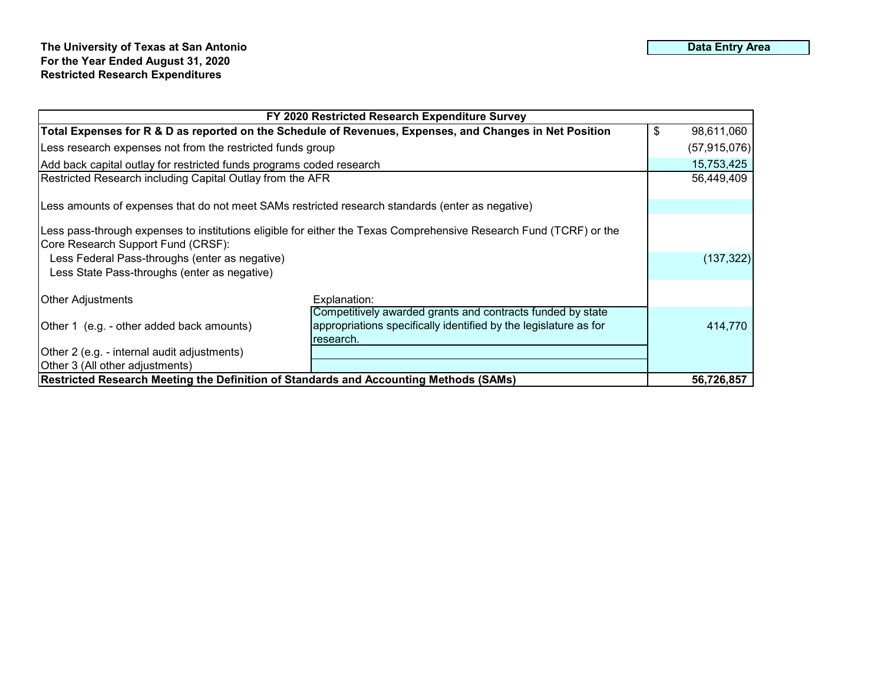**The University of Texas at San Antonio**
**For the Year Ended August 31, 2020**
**Restricted Research Expenditures**

**Data Entry Area**

| FY 2020 Restricted Research Expenditure Survey | | |
|---|---|---|
| **Total Expenses for R & D as reported on the Schedule of Revenues, Expenses, and Changes in Net Position** | | $ 98,611,060 |
| Less research expenses not from the restricted funds group | | (57,915,076) |
| Add back capital outlay for restricted funds programs coded research | | 15,753,425 |
| Restricted Research including Capital Outlay from the AFR | | 56,449,409 |
| Less amounts of expenses that do not meet SAMs restricted research standards (enter as negative) | | |
| Less pass-through expenses to institutions eligible for either the Texas Comprehensive Research Fund (TCRF) or the Core Research Support Fund (CRSF): | | |
| Less Federal Pass-throughs (enter as negative) | | (137,322) |
| Less State Pass-throughs (enter as negative) | | |
| Other Adjustments | Explanation: | |
| Other 1 (e.g. - other added back amounts) | Competitively awarded grants and contracts funded by state appropriations specifically identified by the legislature as for research. | 414,770 |
| Other 2 (e.g. - internal audit adjustments) | | |
| Other 3 (All other adjustments) | | |
| **Restricted Research Meeting the Definition of Standards and Accounting Methods (SAMs)** | | **56,726,857** |